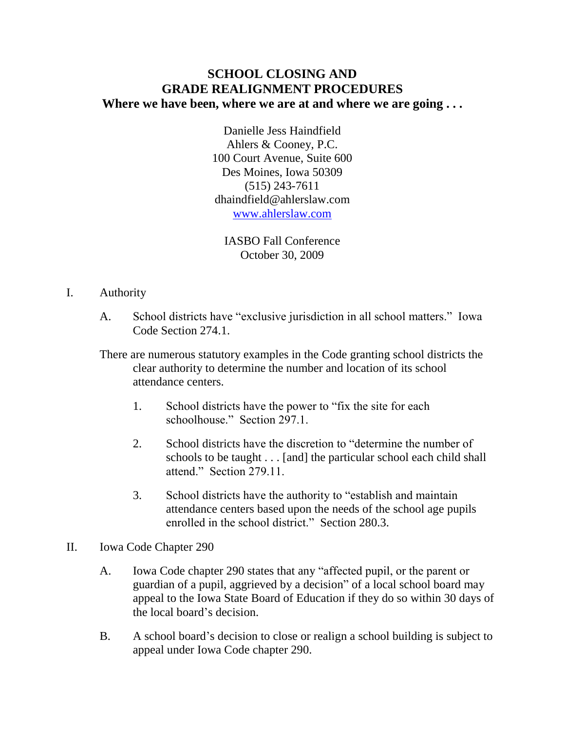# SCHOOL CLOSING AND GRADE REALIGNMENT PROCEDURES

## Where we have been, where we are at and where we are going . . .

Danielle Jess Haindfield
Ahlers & Cooney, P.C.
100 Court Avenue, Suite 600
Des Moines, Iowa 50309
(515) 243-7611
dhaindfield@ahlerslaw.com
www.ahlerslaw.com

IASBO Fall Conference
October 30, 2009

I. Authority

A. School districts have "exclusive jurisdiction in all school matters." Iowa Code Section 274.1.

There are numerous statutory examples in the Code granting school districts the clear authority to determine the number and location of its school attendance centers.

1. School districts have the power to "fix the site for each schoolhouse." Section 297.1.

2. School districts have the discretion to "determine the number of schools to be taught . . . [and] the particular school each child shall attend." Section 279.11.

3. School districts have the authority to "establish and maintain attendance centers based upon the needs of the school age pupils enrolled in the school district." Section 280.3.

II. Iowa Code Chapter 290

A. Iowa Code chapter 290 states that any "affected pupil, or the parent or guardian of a pupil, aggrieved by a decision" of a local school board may appeal to the Iowa State Board of Education if they do so within 30 days of the local board's decision.

B. A school board's decision to close or realign a school building is subject to appeal under Iowa Code chapter 290.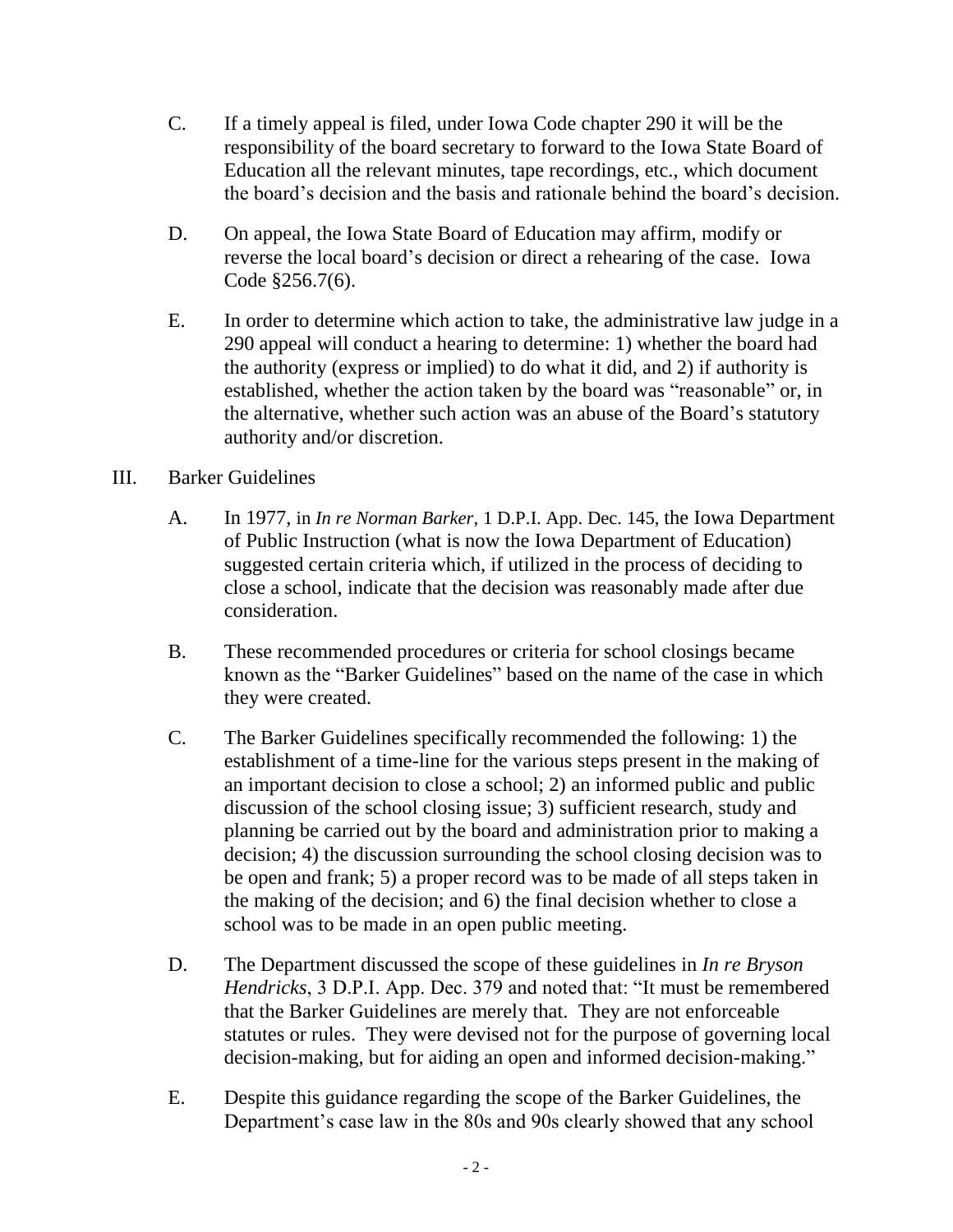C. If a timely appeal is filed, under Iowa Code chapter 290 it will be the responsibility of the board secretary to forward to the Iowa State Board of Education all the relevant minutes, tape recordings, etc., which document the board's decision and the basis and rationale behind the board's decision.

D. On appeal, the Iowa State Board of Education may affirm, modify or reverse the local board's decision or direct a rehearing of the case. Iowa Code §256.7(6).

E. In order to determine which action to take, the administrative law judge in a 290 appeal will conduct a hearing to determine: 1) whether the board had the authority (express or implied) to do what it did, and 2) if authority is established, whether the action taken by the board was "reasonable" or, in the alternative, whether such action was an abuse of the Board's statutory authority and/or discretion.

III. Barker Guidelines

A. In 1977, in *In re Norman Barker*, 1 D.P.I. App. Dec. 145, the Iowa Department of Public Instruction (what is now the Iowa Department of Education) suggested certain criteria which, if utilized in the process of deciding to close a school, indicate that the decision was reasonably made after due consideration.

B. These recommended procedures or criteria for school closings became known as the "Barker Guidelines" based on the name of the case in which they were created.

C. The Barker Guidelines specifically recommended the following: 1) the establishment of a time-line for the various steps present in the making of an important decision to close a school; 2) an informed public and public discussion of the school closing issue; 3) sufficient research, study and planning be carried out by the board and administration prior to making a decision; 4) the discussion surrounding the school closing decision was to be open and frank; 5) a proper record was to be made of all steps taken in the making of the decision; and 6) the final decision whether to close a school was to be made in an open public meeting.

D. The Department discussed the scope of these guidelines in *In re Bryson Hendricks*, 3 D.P.I. App. Dec. 379 and noted that: "It must be remembered that the Barker Guidelines are merely that. They are not enforceable statutes or rules. They were devised not for the purpose of governing local decision-making, but for aiding an open and informed decision-making."

E. Despite this guidance regarding the scope of the Barker Guidelines, the Department's case law in the 80s and 90s clearly showed that any school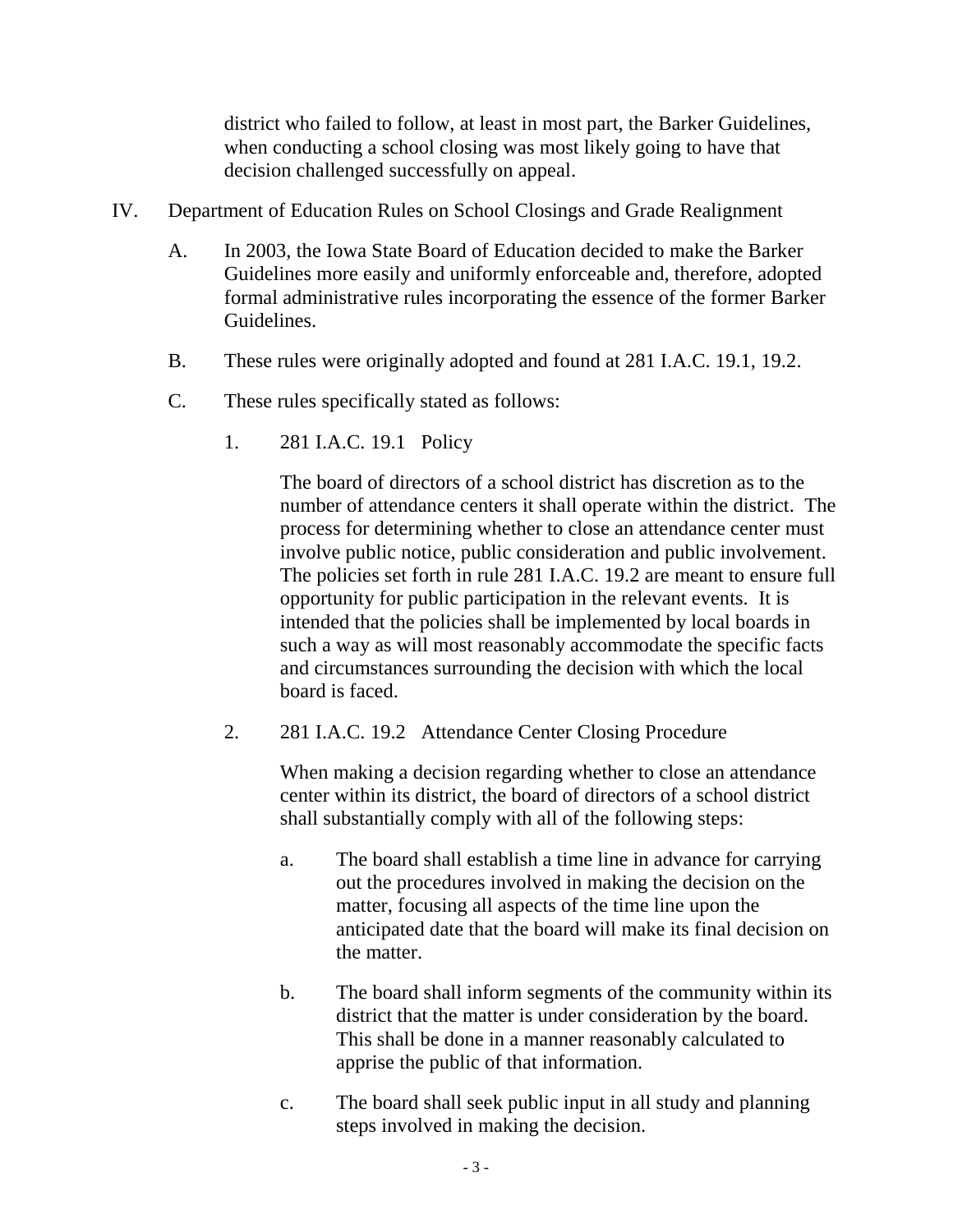district who failed to follow, at least in most part, the Barker Guidelines, when conducting a school closing was most likely going to have that decision challenged successfully on appeal.

IV. Department of Education Rules on School Closings and Grade Realignment

A. In 2003, the Iowa State Board of Education decided to make the Barker Guidelines more easily and uniformly enforceable and, therefore, adopted formal administrative rules incorporating the essence of the former Barker Guidelines.

B. These rules were originally adopted and found at 281 I.A.C. 19.1, 19.2.

C. These rules specifically stated as follows:

1. 281 I.A.C. 19.1 Policy

   The board of directors of a school district has discretion as to the number of attendance centers it shall operate within the district. The process for determining whether to close an attendance center must involve public notice, public consideration and public involvement. The policies set forth in rule 281 I.A.C. 19.2 are meant to ensure full opportunity for public participation in the relevant events. It is intended that the policies shall be implemented by local boards in such a way as will most reasonably accommodate the specific facts and circumstances surrounding the decision with which the local board is faced.

2. 281 I.A.C. 19.2 Attendance Center Closing Procedure

   When making a decision regarding whether to close an attendance center within its district, the board of directors of a school district shall substantially comply with all of the following steps:

   a. The board shall establish a time line in advance for carrying out the procedures involved in making the decision on the matter, focusing all aspects of the time line upon the anticipated date that the board will make its final decision on the matter.

   b. The board shall inform segments of the community within its district that the matter is under consideration by the board. This shall be done in a manner reasonably calculated to apprise the public of that information.

   c. The board shall seek public input in all study and planning steps involved in making the decision.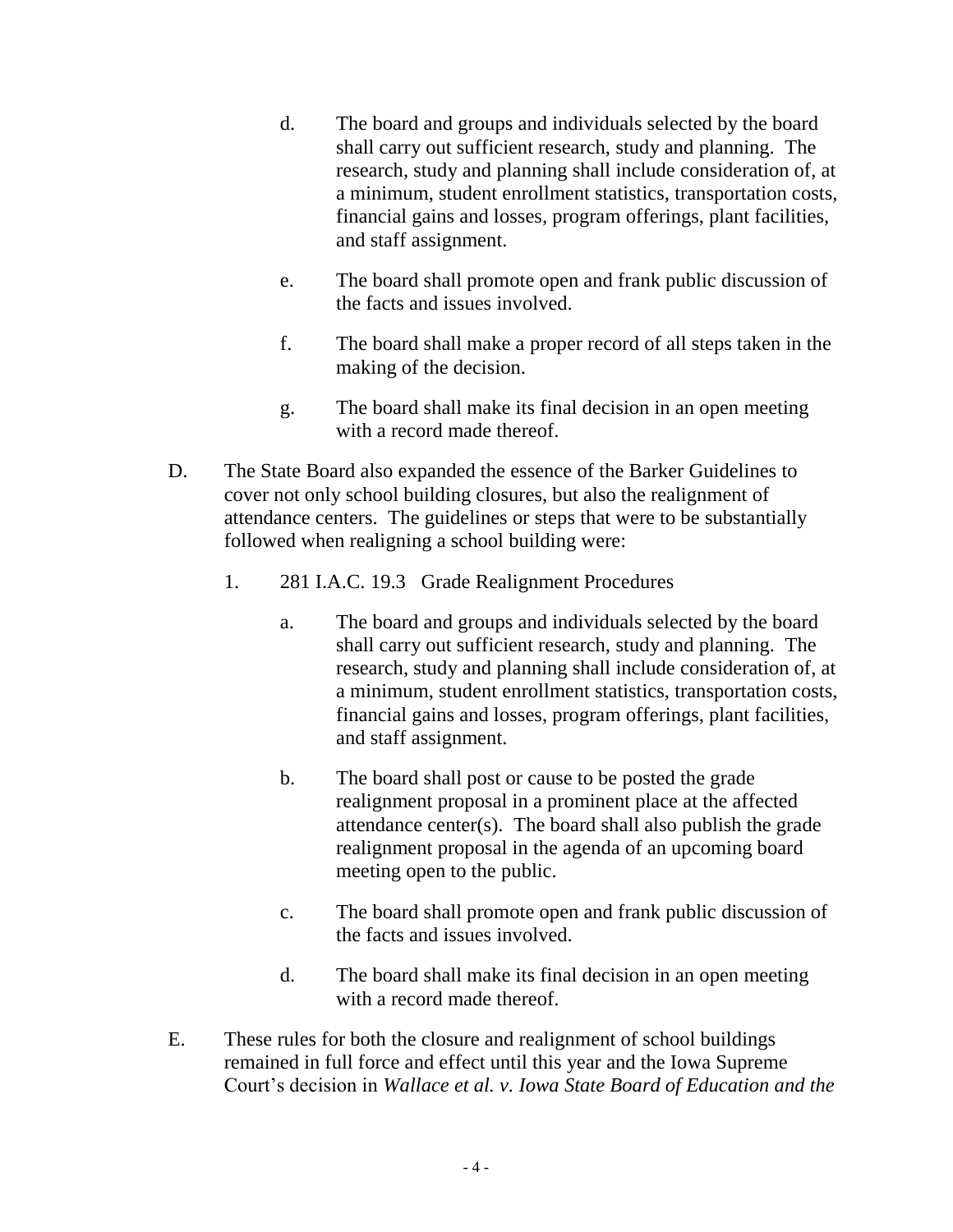d. The board and groups and individuals selected by the board shall carry out sufficient research, study and planning. The research, study and planning shall include consideration of, at a minimum, student enrollment statistics, transportation costs, financial gains and losses, program offerings, plant facilities, and staff assignment.

e. The board shall promote open and frank public discussion of the facts and issues involved.

f. The board shall make a proper record of all steps taken in the making of the decision.

g. The board shall make its final decision in an open meeting with a record made thereof.

D. The State Board also expanded the essence of the Barker Guidelines to cover not only school building closures, but also the realignment of attendance centers. The guidelines or steps that were to be substantially followed when realigning a school building were:

1. 281 I.A.C. 19.3 Grade Realignment Procedures

   a. The board and groups and individuals selected by the board shall carry out sufficient research, study and planning. The research, study and planning shall include consideration of, at a minimum, student enrollment statistics, transportation costs, financial gains and losses, program offerings, plant facilities, and staff assignment.

   b. The board shall post or cause to be posted the grade realignment proposal in a prominent place at the affected attendance center(s). The board shall also publish the grade realignment proposal in the agenda of an upcoming board meeting open to the public.

   c. The board shall promote open and frank public discussion of the facts and issues involved.

   d. The board shall make its final decision in an open meeting with a record made thereof.

E. These rules for both the closure and realignment of school buildings remained in full force and effect until this year and the Iowa Supreme Court's decision in *Wallace et al. v. Iowa State Board of Education and the*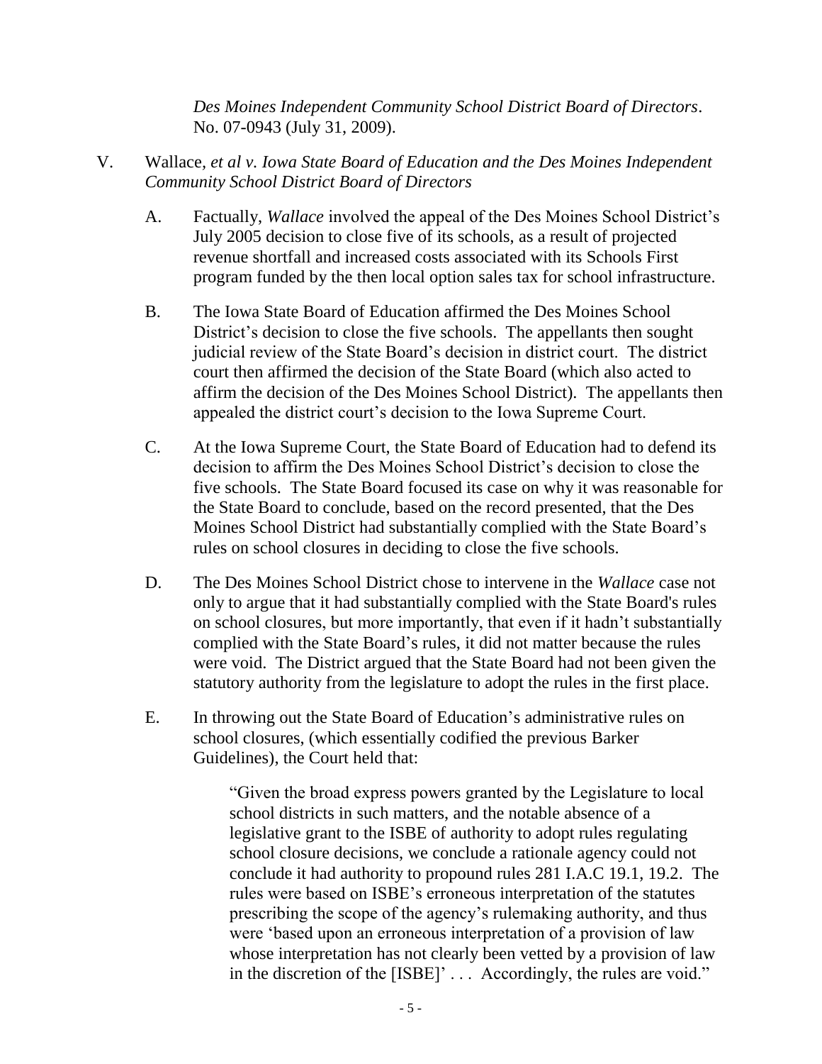*Des Moines Independent Community School District Board of Directors*. No. 07-0943 (July 31, 2009).

V. Wallace*, et al v. Iowa State Board of Education and the Des Moines Independent Community School District Board of Directors*

A. Factually, *Wallace* involved the appeal of the Des Moines School District's July 2005 decision to close five of its schools, as a result of projected revenue shortfall and increased costs associated with its Schools First program funded by the then local option sales tax for school infrastructure.

B. The Iowa State Board of Education affirmed the Des Moines School District's decision to close the five schools. The appellants then sought judicial review of the State Board's decision in district court. The district court then affirmed the decision of the State Board (which also acted to affirm the decision of the Des Moines School District). The appellants then appealed the district court's decision to the Iowa Supreme Court.

C. At the Iowa Supreme Court, the State Board of Education had to defend its decision to affirm the Des Moines School District's decision to close the five schools. The State Board focused its case on why it was reasonable for the State Board to conclude, based on the record presented, that the Des Moines School District had substantially complied with the State Board's rules on school closures in deciding to close the five schools.

D. The Des Moines School District chose to intervene in the *Wallace* case not only to argue that it had substantially complied with the State Board's rules on school closures, but more importantly, that even if it hadn't substantially complied with the State Board's rules, it did not matter because the rules were void. The District argued that the State Board had not been given the statutory authority from the legislature to adopt the rules in the first place.

E. In throwing out the State Board of Education's administrative rules on school closures, (which essentially codified the previous Barker Guidelines), the Court held that:

> "Given the broad express powers granted by the Legislature to local school districts in such matters, and the notable absence of a legislative grant to the ISBE of authority to adopt rules regulating school closure decisions, we conclude a rationale agency could not conclude it had authority to propound rules 281 I.A.C 19.1, 19.2. The rules were based on ISBE's erroneous interpretation of the statutes prescribing the scope of the agency's rulemaking authority, and thus were 'based upon an erroneous interpretation of a provision of law whose interpretation has not clearly been vetted by a provision of law in the discretion of the [ISBE]' . . . Accordingly, the rules are void."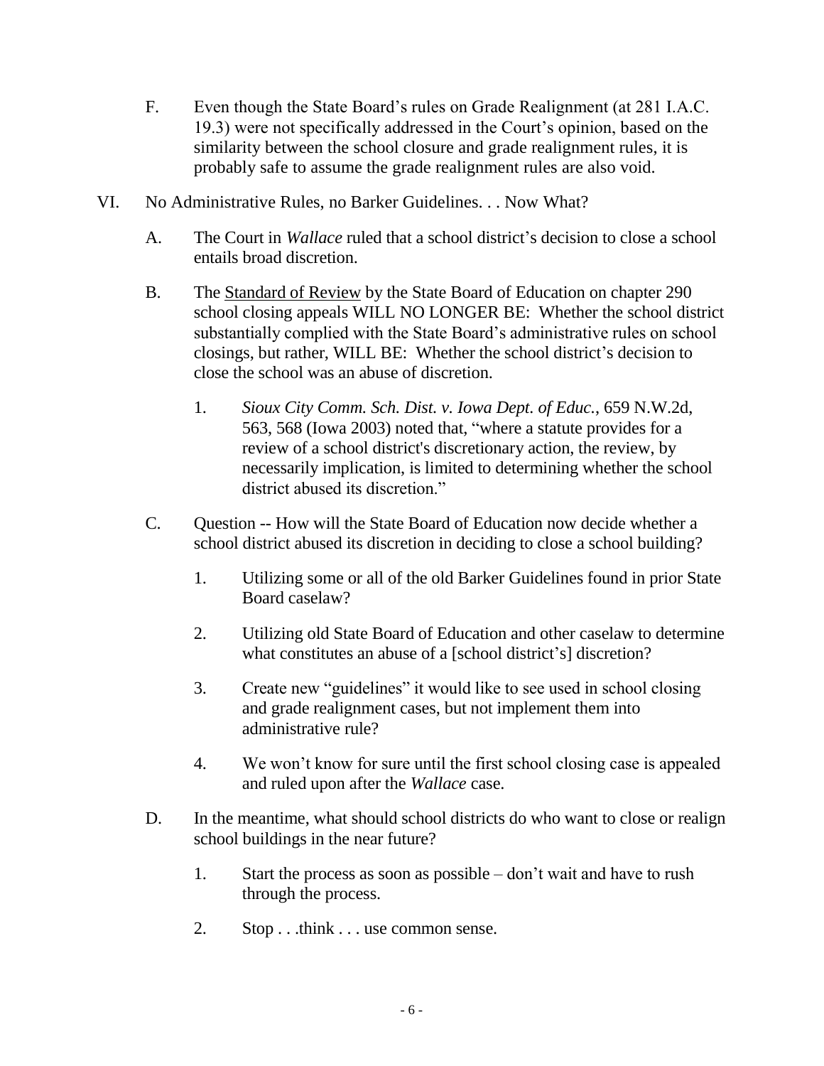F. Even though the State Board's rules on Grade Realignment (at 281 I.A.C. 19.3) were not specifically addressed in the Court's opinion, based on the similarity between the school closure and grade realignment rules, it is probably safe to assume the grade realignment rules are also void.

VI. No Administrative Rules, no Barker Guidelines. . . Now What?

A. The Court in *Wallace* ruled that a school district's decision to close a school entails broad discretion.

B. The <u>Standard of Review</u> by the State Board of Education on chapter 290 school closing appeals WILL NO LONGER BE: Whether the school district substantially complied with the State Board's administrative rules on school closings, but rather, WILL BE: Whether the school district's decision to close the school was an abuse of discretion.

1. *Sioux City Comm. Sch. Dist. v. Iowa Dept. of Educ.*, 659 N.W.2d, 563, 568 (Iowa 2003) noted that, "where a statute provides for a review of a school district's discretionary action, the review, by necessarily implication, is limited to determining whether the school district abused its discretion."

C. Question -- How will the State Board of Education now decide whether a school district abused its discretion in deciding to close a school building?

1. Utilizing some or all of the old Barker Guidelines found in prior State Board caselaw?

2. Utilizing old State Board of Education and other caselaw to determine what constitutes an abuse of a [school district's] discretion?

3. Create new "guidelines" it would like to see used in school closing and grade realignment cases, but not implement them into administrative rule?

4. We won't know for sure until the first school closing case is appealed and ruled upon after the *Wallace* case.

D. In the meantime, what should school districts do who want to close or realign school buildings in the near future?

1. Start the process as soon as possible – don't wait and have to rush through the process.

2. Stop . . .think . . . use common sense.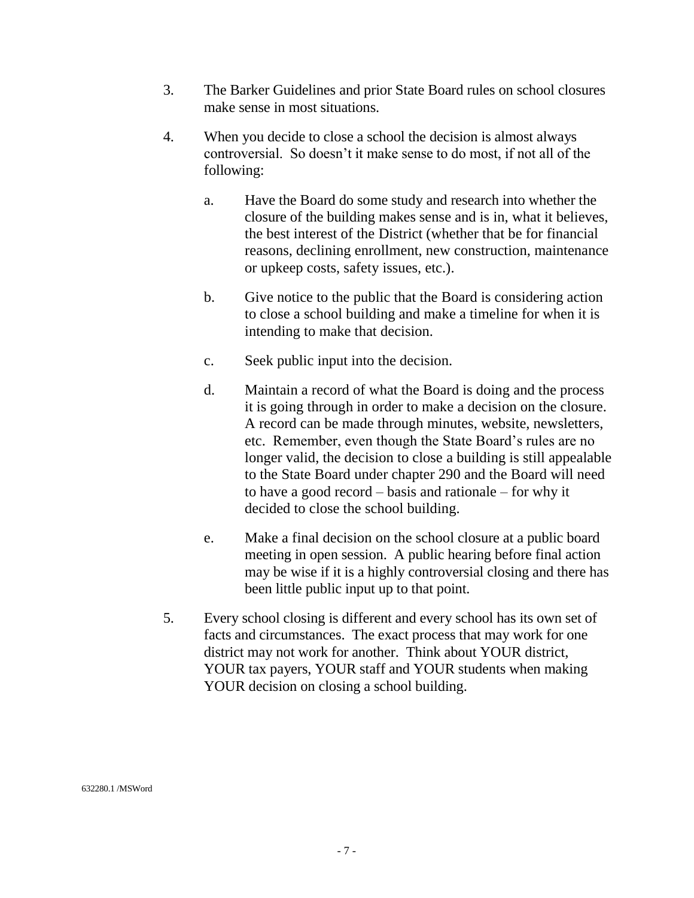3. The Barker Guidelines and prior State Board rules on school closures make sense in most situations.

4. When you decide to close a school the decision is almost always controversial. So doesn't it make sense to do most, if not all of the following:

   a. Have the Board do some study and research into whether the closure of the building makes sense and is in, what it believes, the best interest of the District (whether that be for financial reasons, declining enrollment, new construction, maintenance or upkeep costs, safety issues, etc.).

   b. Give notice to the public that the Board is considering action to close a school building and make a timeline for when it is intending to make that decision.

   c. Seek public input into the decision.

   d. Maintain a record of what the Board is doing and the process it is going through in order to make a decision on the closure. A record can be made through minutes, website, newsletters, etc. Remember, even though the State Board's rules are no longer valid, the decision to close a building is still appealable to the State Board under chapter 290 and the Board will need to have a good record – basis and rationale – for why it decided to close the school building.

   e. Make a final decision on the school closure at a public board meeting in open session. A public hearing before final action may be wise if it is a highly controversial closing and there has been little public input up to that point.

5. Every school closing is different and every school has its own set of facts and circumstances. The exact process that may work for one district may not work for another. Think about YOUR district, YOUR tax payers, YOUR staff and YOUR students when making YOUR decision on closing a school building.

632280.1 /MSWord